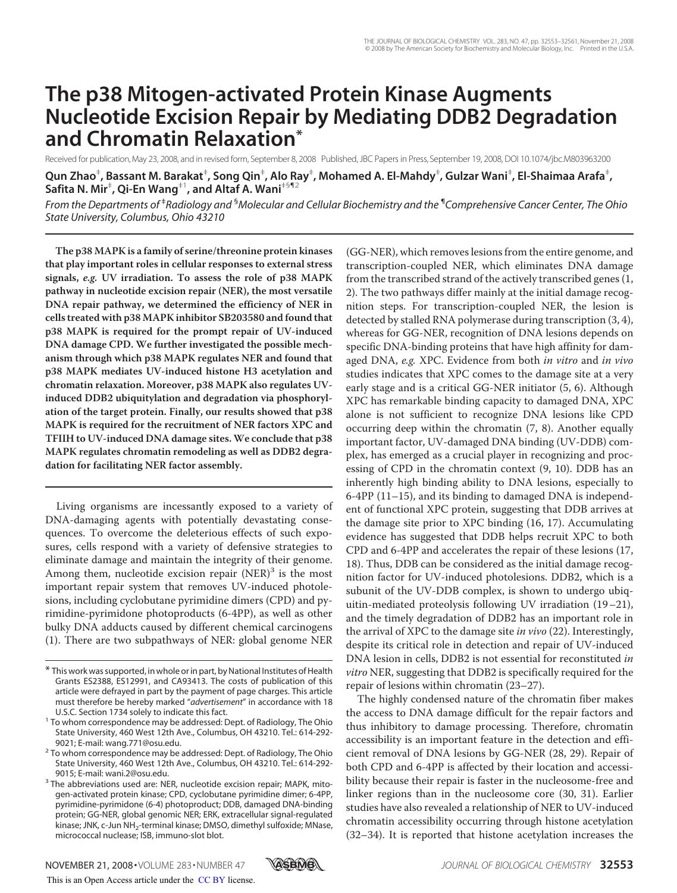# The p38 Mitogen-activated Protein Kinase Augments Nucleotide Excision Repair by Mediating DDB2 Degradation and Chromatin Relaxation*

Received for publication, May 23, 2008, and in revised form, September 8, 2008 Published, JBC Papers in Press, September 19, 2008, DOI 10.1074/jbc.M803963200

**Qun Zhao[‡], Bassant M. Barakat[‡], Song Qin[‡], Alo Ray[‡], Mohamed A. El-Mahdy[‡], Gulzar Wani[‡], El-Shaimaa Arafa[‡], Safita N. Mir[‡], Qi-En Wang[‡1], and Altaf A. Wani[‡§¶2]**

*From the Departments of [‡]Radiology and [§]Molecular and Cellular Biochemistry and the [¶]Comprehensive Cancer Center, The Ohio State University, Columbus, Ohio 43210*

**The p38 MAPK is a family of serine/threonine protein kinases that play important roles in cellular responses to external stress signals, *e.g.* UV irradiation. To assess the role of p38 MAPK pathway in nucleotide excision repair (NER), the most versatile DNA repair pathway, we determined the efficiency of NER in cells treated with p38 MAPK inhibitor SB203580 and found that p38 MAPK is required for the prompt repair of UV-induced DNA damage CPD. We further investigated the possible mechanism through which p38 MAPK regulates NER and found that p38 MAPK mediates UV-induced histone H3 acetylation and chromatin relaxation. Moreover, p38 MAPK also regulates UV-induced DDB2 ubiquitylation and degradation via phosphorylation of the target protein. Finally, our results showed that p38 MAPK is required for the recruitment of NER factors XPC and TFIIH to UV-induced DNA damage sites. We conclude that p38 MAPK regulates chromatin remodeling as well as DDB2 degradation for facilitating NER factor assembly.**

Living organisms are incessantly exposed to a variety of DNA-damaging agents with potentially devastating consequences. To overcome the deleterious effects of such exposures, cells respond with a variety of defensive strategies to eliminate damage and maintain the integrity of their genome. Among them, nucleotide excision repair (NER)[3] is the most important repair system that removes UV-induced photolesions, including cyclobutane pyrimidine dimers (CPD) and pyrimidine-pyrimidone photoproducts (6-4PP), as well as other bulky DNA adducts caused by different chemical carcinogens (1). There are two subpathways of NER: global genome NER (GG-NER), which removes lesions from the entire genome, and transcription-coupled NER, which eliminates DNA damage from the transcribed strand of the actively transcribed genes (1, 2). The two pathways differ mainly at the initial damage recognition steps. For transcription-coupled NER, the lesion is detected by stalled RNA polymerase during transcription (3, 4), whereas for GG-NER, recognition of DNA lesions depends on specific DNA-binding proteins that have high affinity for damaged DNA, *e.g.* XPC. Evidence from both *in vitro* and *in vivo* studies indicates that XPC comes to the damage site at a very early stage and is a critical GG-NER initiator (5, 6). Although XPC has remarkable binding capacity to damaged DNA, XPC alone is not sufficient to recognize DNA lesions like CPD occurring deep within the chromatin (7, 8). Another equally important factor, UV-damaged DNA binding (UV-DDB) complex, has emerged as a crucial player in recognizing and processing of CPD in the chromatin context (9, 10). DDB has an inherently high binding ability to DNA lesions, especially to 6-4PP (11–15), and its binding to damaged DNA is independent of functional XPC protein, suggesting that DDB arrives at the damage site prior to XPC binding (16, 17). Accumulating evidence has suggested that DDB helps recruit XPC to both CPD and 6-4PP and accelerates the repair of these lesions (17, 18). Thus, DDB can be considered as the initial damage recognition factor for UV-induced photolesions. DDB2, which is a subunit of the UV-DDB complex, is shown to undergo ubiquitin-mediated proteolysis following UV irradiation (19–21), and the timely degradation of DDB2 has an important role in the arrival of XPC to the damage site *in vivo* (22). Interestingly, despite its critical role in detection and repair of UV-induced DNA lesion in cells, DDB2 is not essential for reconstituted *in vitro* NER, suggesting that DDB2 is specifically required for the repair of lesions within chromatin (23–27).

The highly condensed nature of the chromatin fiber makes the access to DNA damage difficult for the repair factors and thus inhibitory to damage processing. Therefore, chromatin accessibility is an important feature in the detection and efficient removal of DNA lesions by GG-NER (28, 29). Repair of both CPD and 6-4PP is affected by their location and accessibility because their repair is faster in the nucleosome-free and linker regions than in the nucleosome core (30, 31). Earlier studies have also revealed a relationship of NER to UV-induced chromatin accessibility occurring through histone acetylation (32–34). It is reported that histone acetylation increases the

\* This work was supported, in whole or in part, by National Institutes of Health Grants ES2388, ES12991, and CA93413. The costs of publication of this article were defrayed in part by the payment of page charges. This article must therefore be hereby marked "*advertisement*" in accordance with 18 U.S.C. Section 1734 solely to indicate this fact.

[1] To whom correspondence may be addressed: Dept. of Radiology, The Ohio State University, 460 West 12th Ave., Columbus, OH 43210. Tel.: 614-292-9021; E-mail: wang.771@osu.edu.

[2] To whom correspondence may be addressed: Dept. of Radiology, The Ohio State University, 460 West 12th Ave., Columbus, OH 43210. Tel.: 614-292-9015; E-mail: wani.2@osu.edu.

[3] The abbreviations used are: NER, nucleotide excision repair; MAPK, mitogen-activated protein kinase; CPD, cyclobutane pyrimidine dimer; 6-4PP, pyrimidine-pyrimidone (6-4) photoproduct; DDB, damaged DNA-binding protein; GG-NER, global genomic NER; ERK, extracellular signal-regulated kinase; JNK, c-Jun $NH_2$-terminal kinase; DMSO, dimethyl sulfoxide; MNase, micrococcal nuclease; ISB, immuno-slot blot.

This is an Open Access article under the CC BY license.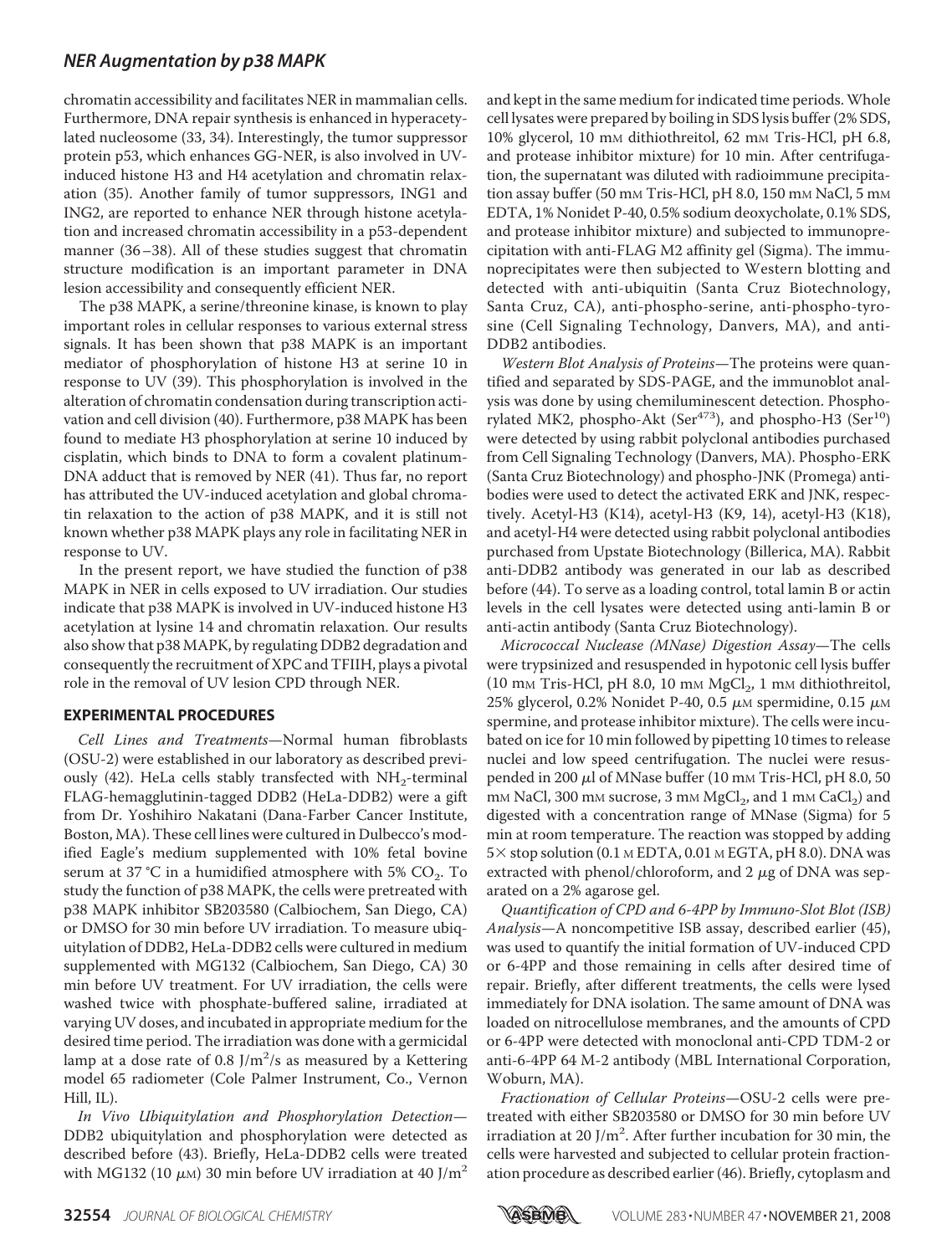chromatin accessibility and facilitates NER in mammalian cells. Furthermore, DNA repair synthesis is enhanced in hyperacetylated nucleosome (33, 34). Interestingly, the tumor suppressor protein p53, which enhances GG-NER, is also involved in UV-induced histone H3 and H4 acetylation and chromatin relaxation (35). Another family of tumor suppressors, ING1 and ING2, are reported to enhance NER through histone acetylation and increased chromatin accessibility in a p53-dependent manner (36–38). All of these studies suggest that chromatin structure modification is an important parameter in DNA lesion accessibility and consequently efficient NER.

The p38 MAPK, a serine/threonine kinase, is known to play important roles in cellular responses to various external stress signals. It has been shown that p38 MAPK is an important mediator of phosphorylation of histone H3 at serine 10 in response to UV (39). This phosphorylation is involved in the alteration of chromatin condensation during transcription activation and cell division (40). Furthermore, p38 MAPK has been found to mediate H3 phosphorylation at serine 10 induced by cisplatin, which binds to DNA to form a covalent platinum-DNA adduct that is removed by NER (41). Thus far, no report has attributed the UV-induced acetylation and global chromatin relaxation to the action of p38 MAPK, and it is still not known whether p38 MAPK plays any role in facilitating NER in response to UV.

In the present report, we have studied the function of p38 MAPK in NER in cells exposed to UV irradiation. Our studies indicate that p38 MAPK is involved in UV-induced histone H3 acetylation at lysine 14 and chromatin relaxation. Our results also show that p38 MAPK, by regulating DDB2 degradation and consequently the recruitment of XPC and TFIIH, plays a pivotal role in the removal of UV lesion CPD through NER.

## EXPERIMENTAL PROCEDURES

*Cell Lines and Treatments*—Normal human fibroblasts (OSU-2) were established in our laboratory as described previously (42). HeLa cells stably transfected with $NH_2$-terminal FLAG-hemagglutinin-tagged DDB2 (HeLa-DDB2) were a gift from Dr. Yoshihiro Nakatani (Dana-Farber Cancer Institute, Boston, MA). These cell lines were cultured in Dulbecco's modified Eagle's medium supplemented with 10% fetal bovine serum at 37 °C in a humidified atmosphere with 5% $CO_2$. To study the function of p38 MAPK, the cells were pretreated with p38 MAPK inhibitor SB203580 (Calbiochem, San Diego, CA) or DMSO for 30 min before UV irradiation. To measure ubiquitylation of DDB2, HeLa-DDB2 cells were cultured in medium supplemented with MG132 (Calbiochem, San Diego, CA) 30 min before UV treatment. For UV irradiation, the cells were washed twice with phosphate-buffered saline, irradiated at varying UV doses, and incubated in appropriate medium for the desired time period. The irradiation was done with a germicidal lamp at a dose rate of 0.8 $J/m^2/s$ as measured by a Kettering model 65 radiometer (Cole Palmer Instrument, Co., Vernon Hill, IL).

*In Vivo Ubiquitylation and Phosphorylation Detection*—DDB2 ubiquitylation and phosphorylation were detected as described before (43). Briefly, HeLa-DDB2 cells were treated with MG132 (10 $\mu$M) 30 min before UV irradiation at 40 $J/m^2$ and kept in the same medium for indicated time periods. Whole cell lysates were prepared by boiling in SDS lysis buffer (2% SDS, 10% glycerol, 10 mM dithiothreitol, 62 mM Tris-HCl, pH 6.8, and protease inhibitor mixture) for 10 min. After centrifugation, the supernatant was diluted with radioimmune precipitation assay buffer (50 mM Tris-HCl, pH 8.0, 150 mM NaCl, 5 mM EDTA, 1% Nonidet P-40, 0.5% sodium deoxycholate, 0.1% SDS, and protease inhibitor mixture) and subjected to immunoprecipitation with anti-FLAG M2 affinity gel (Sigma). The immunoprecipitates were then subjected to Western blotting and detected with anti-ubiquitin (Santa Cruz Biotechnology, Santa Cruz, CA), anti-phospho-serine, anti-phospho-tyrosine (Cell Signaling Technology, Danvers, MA), and anti-DDB2 antibodies.

*Western Blot Analysis of Proteins*—The proteins were quantified and separated by SDS-PAGE, and the immunoblot analysis was done by using chemiluminescent detection. Phosphorylated MK2, phospho-Akt (Ser[473]), and phospho-H3 (Ser[10]) were detected by using rabbit polyclonal antibodies purchased from Cell Signaling Technology (Danvers, MA). Phospho-ERK (Santa Cruz Biotechnology) and phospho-JNK (Promega) antibodies were used to detect the activated ERK and JNK, respectively. Acetyl-H3 (K14), acetyl-H3 (K9, 14), acetyl-H3 (K18), and acetyl-H4 were detected using rabbit polyclonal antibodies purchased from Upstate Biotechnology (Billerica, MA). Rabbit anti-DDB2 antibody was generated in our lab as described before (44). To serve as a loading control, total lamin B or actin levels in the cell lysates were detected using anti-lamin B or anti-actin antibody (Santa Cruz Biotechnology).

*Micrococcal Nuclease (MNase) Digestion Assay*—The cells were trypsinized and resuspended in hypotonic cell lysis buffer (10 mM Tris-HCl, pH 8.0, 10 mM $MgCl_2$, 1 mM dithiothreitol, 25% glycerol, 0.2% Nonidet P-40, 0.5 $\mu$M spermidine, 0.15 $\mu$M spermine, and protease inhibitor mixture). The cells were incubated on ice for 10 min followed by pipetting 10 times to release nuclei and low speed centrifugation. The nuclei were resuspended in 200 $\mu$l of MNase buffer (10 mM Tris-HCl, pH 8.0, 50 mM NaCl, 300 mM sucrose, 3 mM $MgCl_2$, and 1 mM $CaCl_2$) and digested with a concentration range of MNase (Sigma) for 5 min at room temperature. The reaction was stopped by adding 5× stop solution (0.1 M EDTA, 0.01 M EGTA, pH 8.0). DNA was extracted with phenol/chloroform, and 2 $\mu$g of DNA was separated on a 2% agarose gel.

*Quantification of CPD and 6-4PP by Immuno-Slot Blot (ISB) Analysis*—A noncompetitive ISB assay, described earlier (45), was used to quantify the initial formation of UV-induced CPD or 6-4PP and those remaining in cells after desired time of repair. Briefly, after different treatments, the cells were lysed immediately for DNA isolation. The same amount of DNA was loaded on nitrocellulose membranes, and the amounts of CPD or 6-4PP were detected with monoclonal anti-CPD TDM-2 or anti-6-4PP 64 M-2 antibody (MBL International Corporation, Woburn, MA).

*Fractionation of Cellular Proteins*—OSU-2 cells were pretreated with either SB203580 or DMSO for 30 min before UV irradiation at 20 $J/m^2$. After further incubation for 30 min, the cells were harvested and subjected to cellular protein fractionation procedure as described earlier (46). Briefly, cytoplasm and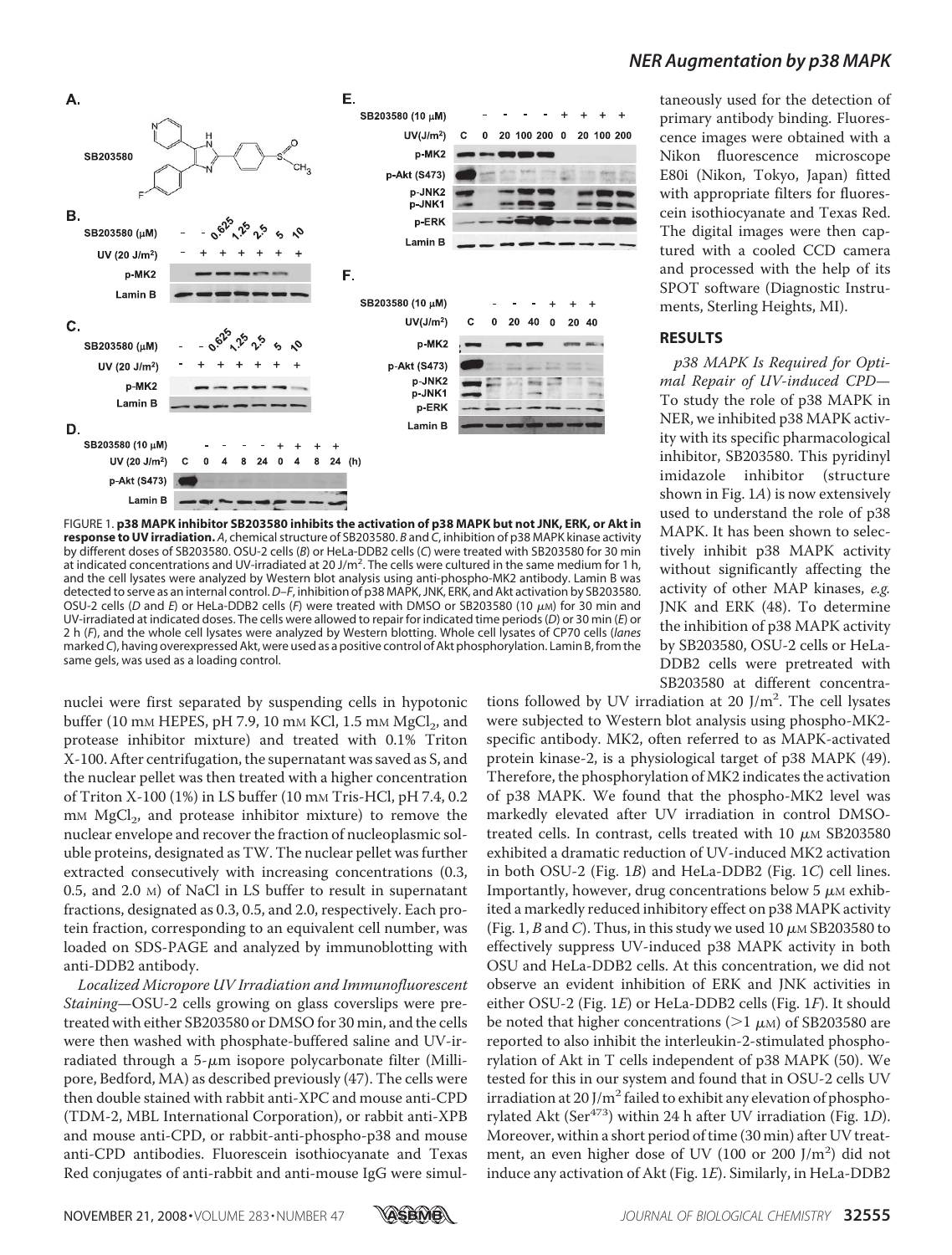FIGURE 1. **p38 MAPK inhibitor SB203580 inhibits the activation of p38 MAPK but not JNK, ERK, or Akt in response to UV irradiation.** *A*, chemical structure of SB203580. *B* and *C*, inhibition of p38 MAPK kinase activity by different doses of SB203580. OSU-2 cells (*B*) or HeLa-DDB2 cells (*C*) were treated with SB203580 for 30 min at indicated concentrations and UV-irradiated at 20 J/m$^2$. The cells were cultured in the same medium for 1 h, and the cell lysates were analyzed by Western blot analysis using anti-phospho-MK2 antibody. Lamin B was detected to serve as an internal control. *D–F*, inhibition of p38 MAPK, JNK, ERK, and Akt activation by SB203580. OSU-2 cells (*D* and *E*) or HeLa-DDB2 cells (*F*) were treated with DMSO or SB203580 (10 $\mu$M) for 30 min and UV-irradiated at indicated doses. The cells were allowed to repair for indicated time periods (*D*) or 30 min (*E*) or 2 h (*F*), and the whole cell lysates were analyzed by Western blotting. Whole cell lysates of CP70 cells (*lanes* marked *C*), having overexpressed Akt, were used as a positive control of Akt phosphorylation. Lamin B, from the same gels, was used as a loading control.

nuclei were first separated by suspending cells in hypotonic buffer (10 mM HEPES, pH 7.9, 10 mM KCl, 1.5 mM $MgCl_2$, and protease inhibitor mixture) and treated with 0.1% Triton X-100. After centrifugation, the supernatant was saved as S, and the nuclear pellet was then treated with a higher concentration of Triton X-100 (1%) in LS buffer (10 mM Tris-HCl, pH 7.4, 0.2 mM $MgCl_2$, and protease inhibitor mixture) to remove the nuclear envelope and recover the fraction of nucleoplasmic soluble proteins, designated as TW. The nuclear pellet was further extracted consecutively with increasing concentrations (0.3, 0.5, and 2.0 M) of NaCl in LS buffer to result in supernatant fractions, designated as 0.3, 0.5, and 2.0, respectively. Each protein fraction, corresponding to an equivalent cell number, was loaded on SDS-PAGE and analyzed by immunoblotting with anti-DDB2 antibody.

*Localized Micropore UV Irradiation and Immunofluorescent Staining*—OSU-2 cells growing on glass coverslips were pretreated with either SB203580 or DMSO for 30 min, and the cells were then washed with phosphate-buffered saline and UV-irradiated through a 5-$\mu$m isopore polycarbonate filter (Millipore, Bedford, MA) as described previously (47). The cells were then double stained with rabbit anti-XPC and mouse anti-CPD (TDM-2, MBL International Corporation), or rabbit anti-XPB and mouse anti-CPD, or rabbit-anti-phospho-p38 and mouse anti-CPD antibodies. Fluorescein isothiocyanate and Texas Red conjugates of anti-rabbit and anti-mouse IgG were simultaneously used for the detection of primary antibody binding. Fluorescence images were obtained with a Nikon fluorescence microscope E80i (Nikon, Tokyo, Japan) fitted with appropriate filters for fluorescein isothiocyanate and Texas Red. The digital images were then captured with a cooled CCD camera and processed with the help of its SPOT software (Diagnostic Instruments, Sterling Heights, MI).

## RESULTS

*p38 MAPK Is Required for Optimal Repair of UV-induced CPD*—To study the role of p38 MAPK in NER, we inhibited p38 MAPK activity with its specific pharmacological inhibitor, SB203580. This pyridinyl imidazole inhibitor (structure shown in Fig. 1*A*) is now extensively used to understand the role of p38 MAPK. It has been shown to selectively inhibit p38 MAPK activity without significantly affecting the activity of other MAP kinases, *e.g.* JNK and ERK (48). To determine the inhibition of p38 MAPK activity by SB203580, OSU-2 cells or HeLa-DDB2 cells were pretreated with SB203580 at different concentrations followed by UV irradiation at 20 J/m$^2$. The cell lysates were subjected to Western blot analysis using phospho-MK2-specific antibody. MK2, often referred to as MAPK-activated protein kinase-2, is a physiological target of p38 MAPK (49). Therefore, the phosphorylation of MK2 indicates the activation of p38 MAPK. We found that the phospho-MK2 level was markedly elevated after UV irradiation in control DMSO-treated cells. In contrast, cells treated with 10 $\mu$M SB203580 exhibited a dramatic reduction of UV-induced MK2 activation in both OSU-2 (Fig. 1*B*) and HeLa-DDB2 (Fig. 1*C*) cell lines. Importantly, however, drug concentrations below 5 $\mu$M exhibited a markedly reduced inhibitory effect on p38 MAPK activity (Fig. 1, *B* and *C*). Thus, in this study we used 10 $\mu$M SB203580 to effectively suppress UV-induced p38 MAPK activity in both OSU and HeLa-DDB2 cells. At this concentration, we did not observe an evident inhibition of ERK and JNK activities in either OSU-2 (Fig. 1*E*) or HeLa-DDB2 cells (Fig. 1*F*). It should be noted that higher concentrations ($>1$ $\mu$M) of SB203580 are reported to also inhibit the interleukin-2-stimulated phosphorylation of Akt in T cells independent of p38 MAPK (50). We tested for this in our system and found that in OSU-2 cells UV irradiation at 20 J/m$^2$ failed to exhibit any elevation of phosphorylated Akt (Ser$^{473}$) within 24 h after UV irradiation (Fig. 1*D*). Moreover, within a short period of time (30 min) after UV treatment, an even higher dose of UV (100 or 200 J/m$^2$) did not induce any activation of Akt (Fig. 1*E*). Similarly, in HeLa-DDB2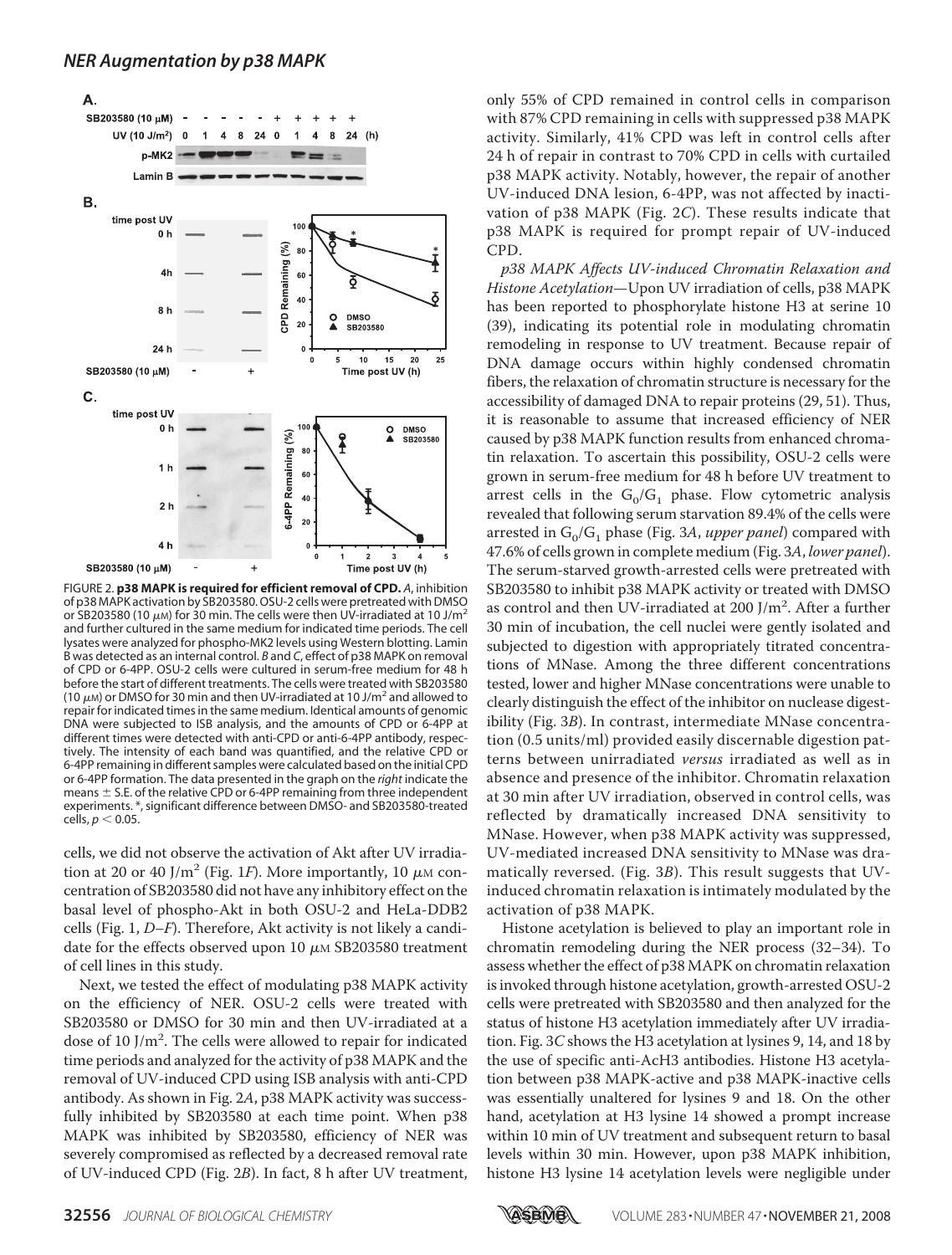FIGURE 2. **p38 MAPK is required for efficient removal of CPD.** *A*, inhibition of p38 MAPK activation by SB203580. OSU-2 cells were pretreated with DMSO or SB203580 (10 μM) for 30 min. The cells were then UV-irradiated at 10 J/$m^2$ and further cultured in the same medium for indicated time periods. The cell lysates were analyzed for phospho-MK2 levels using Western blotting. Lamin B was detected as an internal control. *B* and *C*, effect of p38 MAPK on removal of CPD or 6-4PP. OSU-2 cells were cultured in serum-free medium for 48 h before the start of different treatments. The cells were treated with SB203580 (10 μM) or DMSO for 30 min and then UV-irradiated at 10 J/$m^2$ and allowed to repair for indicated times in the same medium. Identical amounts of genomic DNA were subjected to ISB analysis, and the amounts of CPD or 6-4PP at different times were detected with anti-CPD or anti-6-4PP antibody, respectively. The intensity of each band was quantified, and the relative CPD or 6-4PP remaining in different samples were calculated based on the initial CPD or 6-4PP formation. The data presented in the graph on the *right* indicate the means ± S.E. of the relative CPD or 6-4PP remaining from three independent experiments. *, significant difference between DMSO- and SB203580-treated cells, $p < 0.05$.

cells, we did not observe the activation of Akt after UV irradiation at 20 or 40 J/$m^2$ (Fig. 1*F*). More importantly, 10 μM concentration of SB203580 did not have any inhibitory effect on the basal level of phospho-Akt in both OSU-2 and HeLa-DDB2 cells (Fig. 1, *D–F*). Therefore, Akt activity is not likely a candidate for the effects observed upon 10 μM SB203580 treatment of cell lines in this study.

Next, we tested the effect of modulating p38 MAPK activity on the efficiency of NER. OSU-2 cells were treated with SB203580 or DMSO for 30 min and then UV-irradiated at a dose of 10 J/$m^2$. The cells were allowed to repair for indicated time periods and analyzed for the activity of p38 MAPK and the removal of UV-induced CPD using ISB analysis with anti-CPD antibody. As shown in Fig. 2*A*, p38 MAPK activity was successfully inhibited by SB203580 at each time point. When p38 MAPK was inhibited by SB203580, efficiency of NER was severely compromised as reflected by a decreased removal rate of UV-induced CPD (Fig. 2*B*). In fact, 8 h after UV treatment, only 55% of CPD remained in control cells in comparison with 87% CPD remaining in cells with suppressed p38 MAPK activity. Similarly, 41% CPD was left in control cells after 24 h of repair in contrast to 70% CPD in cells with curtailed p38 MAPK activity. Notably, however, the repair of another UV-induced DNA lesion, 6-4PP, was not affected by inactivation of p38 MAPK (Fig. 2*C*). These results indicate that p38 MAPK is required for prompt repair of UV-induced CPD.

*p38 MAPK Affects UV-induced Chromatin Relaxation and Histone Acetylation*—Upon UV irradiation of cells, p38 MAPK has been reported to phosphorylate histone H3 at serine 10 (39), indicating its potential role in modulating chromatin remodeling in response to UV treatment. Because repair of DNA damage occurs within highly condensed chromatin fibers, the relaxation of chromatin structure is necessary for the accessibility of damaged DNA to repair proteins (29, 51). Thus, it is reasonable to assume that increased efficiency of NER caused by p38 MAPK function results from enhanced chromatin relaxation. To ascertain this possibility, OSU-2 cells were grown in serum-free medium for 48 h before UV treatment to arrest cells in the $G_0/G_1$ phase. Flow cytometric analysis revealed that following serum starvation 89.4% of the cells were arrested in $G_0/G_1$ phase (Fig. 3*A*, *upper panel*) compared with 47.6% of cells grown in complete medium (Fig. 3*A*, *lower panel*). The serum-starved growth-arrested cells were pretreated with SB203580 to inhibit p38 MAPK activity or treated with DMSO as control and then UV-irradiated at 200 J/$m^2$. After a further 30 min of incubation, the cell nuclei were gently isolated and subjected to digestion with appropriately titrated concentrations of MNase. Among the three different concentrations tested, lower and higher MNase concentrations were unable to clearly distinguish the effect of the inhibitor on nuclease digestibility (Fig. 3*B*). In contrast, intermediate MNase concentration (0.5 units/ml) provided easily discernable digestion patterns between unirradiated *versus* irradiated as well as in absence and presence of the inhibitor. Chromatin relaxation at 30 min after UV irradiation, observed in control cells, was reflected by dramatically increased DNA sensitivity to MNase. However, when p38 MAPK activity was suppressed, UV-mediated increased DNA sensitivity to MNase was dramatically reversed. (Fig. 3*B*). This result suggests that UV-induced chromatin relaxation is intimately modulated by the activation of p38 MAPK.

Histone acetylation is believed to play an important role in chromatin remodeling during the NER process (32–34). To assess whether the effect of p38 MAPK on chromatin relaxation is invoked through histone acetylation, growth-arrested OSU-2 cells were pretreated with SB203580 and then analyzed for the status of histone H3 acetylation immediately after UV irradiation. Fig. 3*C* shows the H3 acetylation at lysines 9, 14, and 18 by the use of specific anti-AcH3 antibodies. Histone H3 acetylation between p38 MAPK-active and p38 MAPK-inactive cells was essentially unaltered for lysines 9 and 18. On the other hand, acetylation at H3 lysine 14 showed a prompt increase within 10 min of UV treatment and subsequent return to basal levels within 30 min. However, upon p38 MAPK inhibition, histone H3 lysine 14 acetylation levels were negligible under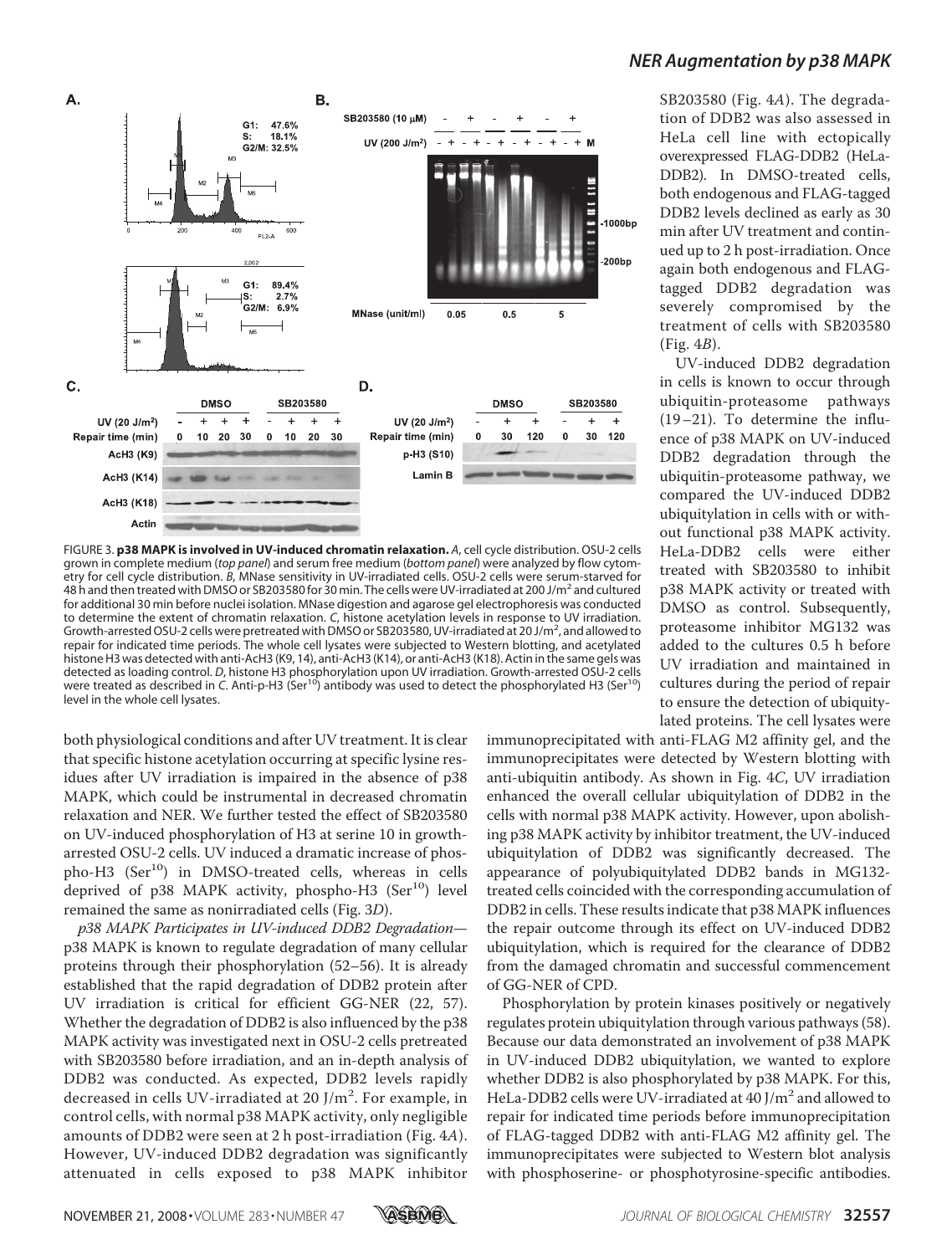FIGURE 3. **p38 MAPK is involved in UV-induced chromatin relaxation.** *A*, cell cycle distribution. OSU-2 cells grown in complete medium (*top panel*) and serum free medium (*bottom panel*) were analyzed by flow cytometry for cell cycle distribution. *B*, MNase sensitivity in UV-irradiated cells. OSU-2 cells were serum-starved for 48 h and then treated with DMSO or SB203580 for 30 min. The cells were UV-irradiated at 200 J/m$^2$ and cultured for additional 30 min before nuclei isolation. MNase digestion and agarose gel electrophoresis was conducted to determine the extent of chromatin relaxation. *C*, histone acetylation levels in response to UV irradiation. Growth-arrested OSU-2 cells were pretreated with DMSO or SB203580, UV-irradiated at 20 J/m$^2$, and allowed to repair for indicated time periods. The whole cell lysates were subjected to Western blotting, and acetylated histone H3 was detected with anti-AcH3 (K9, 14), anti-AcH3 (K14), or anti-AcH3 (K18). Actin in the same gels was detected as loading control. *D*, histone H3 phosphorylation upon UV irradiation. Growth-arrested OSU-2 cells were treated as described in *C*. Anti-p-H3 (Ser$^{10}$) antibody was used to detect the phosphorylated H3 (Ser$^{10}$) level in the whole cell lysates.

both physiological conditions and after UV treatment. It is clear that specific histone acetylation occurring at specific lysine residues after UV irradiation is impaired in the absence of p38 MAPK, which could be instrumental in decreased chromatin relaxation and NER. We further tested the effect of SB203580 on UV-induced phosphorylation of H3 at serine 10 in growth-arrested OSU-2 cells. UV induced a dramatic increase of phospho-H3 (Ser$^{10}$) in DMSO-treated cells, whereas in cells deprived of p38 MAPK activity, phospho-H3 (Ser$^{10}$) level remained the same as nonirradiated cells (Fig. 3*D*).

*p38 MAPK Participates in UV-induced DDB2 Degradation*—p38 MAPK is known to regulate degradation of many cellular proteins through their phosphorylation (52–56). It is already established that the rapid degradation of DDB2 protein after UV irradiation is critical for efficient GG-NER (22, 57). Whether the degradation of DDB2 is also influenced by the p38 MAPK activity was investigated next in OSU-2 cells pretreated with SB203580 before irradiation, and an in-depth analysis of DDB2 was conducted. As expected, DDB2 levels rapidly decreased in cells UV-irradiated at 20 J/m$^2$. For example, in control cells, with normal p38 MAPK activity, only negligible amounts of DDB2 were seen at 2 h post-irradiation (Fig. 4*A*). However, UV-induced DDB2 degradation was significantly attenuated in cells exposed to p38 MAPK inhibitor SB203580 (Fig. 4*A*). The degradation of DDB2 was also assessed in HeLa cell line with ectopically overexpressed FLAG-DDB2 (HeLa-DDB2). In DMSO-treated cells, both endogenous and FLAG-tagged DDB2 levels declined as early as 30 min after UV treatment and continued up to 2 h post-irradiation. Once again both endogenous and FLAG-tagged DDB2 degradation was severely compromised by the treatment of cells with SB203580 (Fig. 4*B*).

UV-induced DDB2 degradation in cells is known to occur through ubiquitin-proteasome pathways (19–21). To determine the influence of p38 MAPK on UV-induced DDB2 degradation through the ubiquitin-proteasome pathway, we compared the UV-induced DDB2 ubiquitylation in cells with or without functional p38 MAPK activity. HeLa-DDB2 cells were either treated with SB203580 to inhibit p38 MAPK activity or treated with DMSO as control. Subsequently, proteasome inhibitor MG132 was added to the cultures 0.5 h before UV irradiation and maintained in cultures during the period of repair to ensure the detection of ubiquitylated proteins. The cell lysates were immunoprecipitated with anti-FLAG M2 affinity gel, and the immunoprecipitates were detected by Western blotting with anti-ubiquitin antibody. As shown in Fig. 4*C*, UV irradiation enhanced the overall cellular ubiquitylation of DDB2 in the cells with normal p38 MAPK activity. However, upon abolishing p38 MAPK activity by inhibitor treatment, the UV-induced ubiquitylation of DDB2 was significantly decreased. The appearance of polyubiquitylated DDB2 bands in MG132-treated cells coincided with the corresponding accumulation of DDB2 in cells. These results indicate that p38 MAPK influences the repair outcome through its effect on UV-induced DDB2 ubiquitylation, which is required for the clearance of DDB2 from the damaged chromatin and successful commencement of GG-NER of CPD.

Phosphorylation by protein kinases positively or negatively regulates protein ubiquitylation through various pathways (58). Because our data demonstrated an involvement of p38 MAPK in UV-induced DDB2 ubiquitylation, we wanted to explore whether DDB2 is also phosphorylated by p38 MAPK. For this, HeLa-DDB2 cells were UV-irradiated at 40 J/m$^2$ and allowed to repair for indicated time periods before immunoprecipitation of FLAG-tagged DDB2 with anti-FLAG M2 affinity gel. The immunoprecipitates were subjected to Western blot analysis with phosphoserine- or phosphotyrosine-specific antibodies.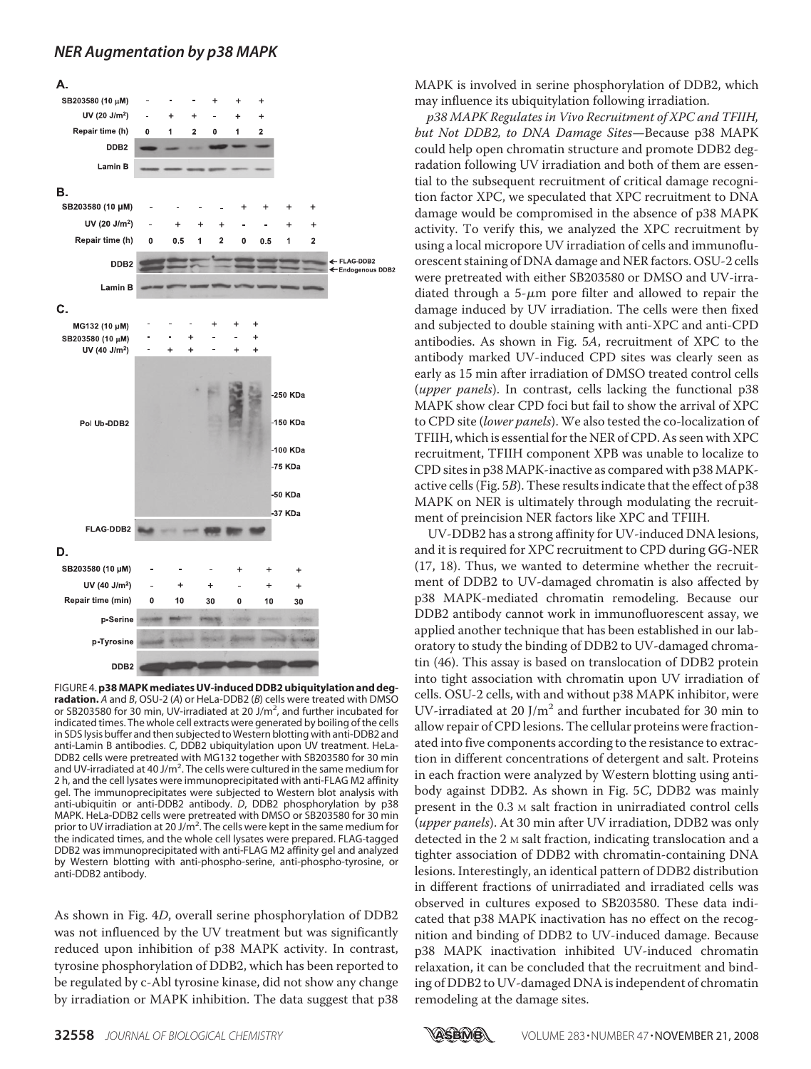FIGURE 4. **p38 MAPK mediates UV-induced DDB2 ubiquitylation and degradation.** *A* and *B*, OSU-2 (*A*) or HeLa-DDB2 (*B*) cells were treated with DMSO or SB203580 for 30 min, UV-irradiated at 20 J/m$^2$, and further incubated for indicated times. The whole cell extracts were generated by boiling of the cells in SDS lysis buffer and then subjected to Western blotting with anti-DDB2 and anti-Lamin B antibodies. *C*, DDB2 ubiquitylation upon UV treatment. HeLa-DDB2 cells were pretreated with MG132 together with SB203580 for 30 min and UV-irradiated at 40 J/m$^2$. The cells were cultured in the same medium for 2 h, and the cell lysates were immunoprecipitated with anti-FLAG M2 affinity gel. The immunoprecipitates were subjected to Western blot analysis with anti-ubiquitin or anti-DDB2 antibody. *D*, DDB2 phosphorylation by p38 MAPK. HeLa-DDB2 cells were pretreated with DMSO or SB203580 for 30 min prior to UV irradiation at 20 J/m$^2$. The cells were kept in the same medium for the indicated times, and the whole cell lysates were prepared. FLAG-tagged DDB2 was immunoprecipitated with anti-FLAG M2 affinity gel and analyzed by Western blotting with anti-phospho-serine, anti-phospho-tyrosine, or anti-DDB2 antibody.

As shown in Fig. 4*D*, overall serine phosphorylation of DDB2 was not influenced by the UV treatment but was significantly reduced upon inhibition of p38 MAPK activity. In contrast, tyrosine phosphorylation of DDB2, which has been reported to be regulated by c-Abl tyrosine kinase, did not show any change by irradiation or MAPK inhibition. The data suggest that p38 MAPK is involved in serine phosphorylation of DDB2, which may influence its ubiquitylation following irradiation.

*p38 MAPK Regulates in Vivo Recruitment of XPC and TFIIH, but Not DDB2, to DNA Damage Sites*—Because p38 MAPK could help open chromatin structure and promote DDB2 degradation following UV irradiation and both of them are essential to the subsequent recruitment of critical damage recognition factor XPC, we speculated that XPC recruitment to DNA damage would be compromised in the absence of p38 MAPK activity. To verify this, we analyzed the XPC recruitment by using a local micropore UV irradiation of cells and immunofluorescent staining of DNA damage and NER factors. OSU-2 cells were pretreated with either SB203580 or DMSO and UV-irradiated through a 5-$\mu$m pore filter and allowed to repair the damage induced by UV irradiation. The cells were then fixed and subjected to double staining with anti-XPC and anti-CPD antibodies. As shown in Fig. 5*A*, recruitment of XPC to the antibody marked UV-induced CPD sites was clearly seen as early as 15 min after irradiation of DMSO treated control cells (*upper panels*). In contrast, cells lacking the functional p38 MAPK show clear CPD foci but fail to show the arrival of XPC to CPD site (*lower panels*). We also tested the co-localization of TFIIH, which is essential for the NER of CPD. As seen with XPC recruitment, TFIIH component XPB was unable to localize to CPD sites in p38 MAPK-inactive as compared with p38 MAPK-active cells (Fig. 5*B*). These results indicate that the effect of p38 MAPK on NER is ultimately through modulating the recruitment of preincision NER factors like XPC and TFIIH.

UV-DDB2 has a strong affinity for UV-induced DNA lesions, and it is required for XPC recruitment to CPD during GG-NER (17, 18). Thus, we wanted to determine whether the recruitment of DDB2 to UV-damaged chromatin is also affected by p38 MAPK-mediated chromatin remodeling. Because our DDB2 antibody cannot work in immunofluorescent assay, we applied another technique that has been established in our laboratory to study the binding of DDB2 to UV-damaged chromatin (46). This assay is based on translocation of DDB2 protein into tight association with chromatin upon UV irradiation of cells. OSU-2 cells, with and without p38 MAPK inhibitor, were UV-irradiated at 20 J/m$^2$ and further incubated for 30 min to allow repair of CPD lesions. The cellular proteins were fractionated into five components according to the resistance to extraction in different concentrations of detergent and salt. Proteins in each fraction were analyzed by Western blotting using antibody against DDB2. As shown in Fig. 5*C*, DDB2 was mainly present in the 0.3 M salt fraction in unirradiated control cells (*upper panels*). At 30 min after UV irradiation, DDB2 was only detected in the 2 M salt fraction, indicating translocation and a tighter association of DDB2 with chromatin-containing DNA lesions. Interestingly, an identical pattern of DDB2 distribution in different fractions of unirradiated and irradiated cells was observed in cultures exposed to SB203580. These data indicated that p38 MAPK inactivation has no effect on the recognition and binding of DDB2 to UV-induced damage. Because p38 MAPK inactivation inhibited UV-induced chromatin relaxation, it can be concluded that the recruitment and binding of DDB2 to UV-damaged DNA is independent of chromatin remodeling at the damage sites.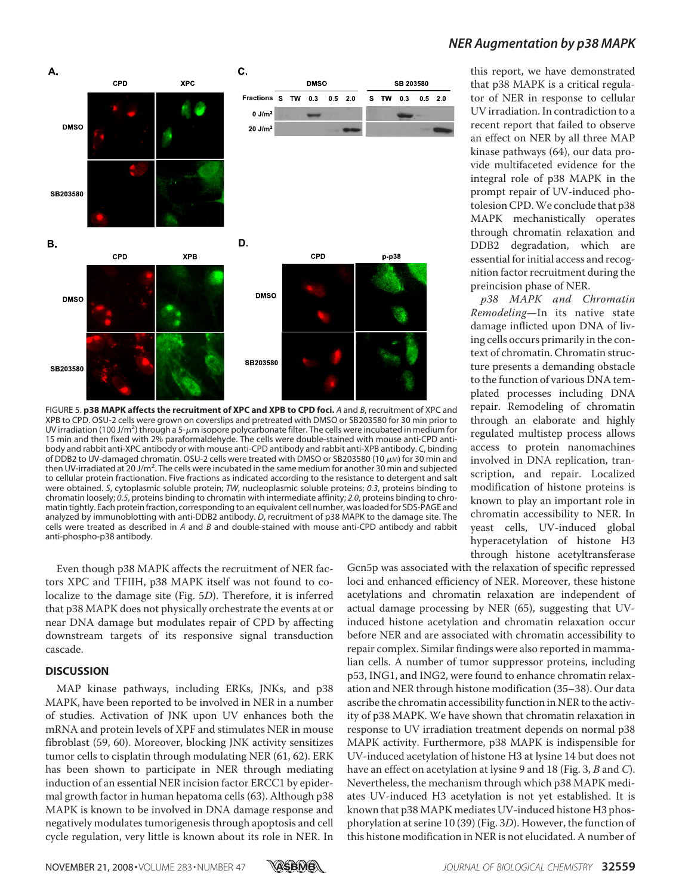FIGURE 5. **p38 MAPK affects the recruitment of XPC and XPB to CPD foci.** *A* and *B*, recruitment of XPC and XPB to CPD. OSU-2 cells were grown on coverslips and pretreated with DMSO or SB203580 for 30 min prior to UV irradiation (100 J/m$^2$) through a 5-$\mu$m isopore polycarbonate filter. The cells were incubated in medium for 15 min and then fixed with 2% paraformaldehyde. The cells were double-stained with mouse anti-CPD antibody and rabbit anti-XPC antibody or with mouse anti-CPD antibody and rabbit anti-XPB antibody. *C*, binding of DDB2 to UV-damaged chromatin. OSU-2 cells were treated with DMSO or SB203580 (10 $\mu$M) for 30 min and then UV-irradiated at 20 J/m$^2$. The cells were incubated in the same medium for another 30 min and subjected to cellular protein fractionation. Five fractions as indicated according to the resistance to detergent and salt were obtained. *S*, cytoplasmic soluble protein; *TW*, nucleoplasmic soluble proteins; *0.3*, proteins binding to chromatin loosely; *0.5*, proteins binding to chromatin with intermediate affinity; *2.0*, proteins binding to chromatin tightly. Each protein fraction, corresponding to an equivalent cell number, was loaded for SDS-PAGE and analyzed by immunoblotting with anti-DDB2 antibody. *D*, recruitment of p38 MAPK to the damage site. The cells were treated as described in *A* and *B* and double-stained with mouse anti-CPD antibody and rabbit anti-phospho-p38 antibody.

Even though p38 MAPK affects the recruitment of NER factors XPC and TFIIH, p38 MAPK itself was not found to colocalize to the damage site (Fig. 5*D*). Therefore, it is inferred that p38 MAPK does not physically orchestrate the events at or near DNA damage but modulates repair of CPD by affecting downstream targets of its responsive signal transduction cascade.

## DISCUSSION

MAP kinase pathways, including ERKs, JNKs, and p38 MAPK, have been reported to be involved in NER in a number of studies. Activation of JNK upon UV enhances both the mRNA and protein levels of XPF and stimulates NER in mouse fibroblast (59, 60). Moreover, blocking JNK activity sensitizes tumor cells to cisplatin through modulating NER (61, 62). ERK has been shown to participate in NER through mediating induction of an essential NER incision factor ERCC1 by epidermal growth factor in human hepatoma cells (63). Although p38 MAPK is known to be involved in DNA damage response and negatively modulates tumorigenesis through apoptosis and cell cycle regulation, very little is known about its role in NER. In this report, we have demonstrated that p38 MAPK is a critical regulator of NER in response to cellular UV irradiation. In contradiction to a recent report that failed to observe an effect on NER by all three MAP kinase pathways (64), our data provide multifaceted evidence for the integral role of p38 MAPK in the prompt repair of UV-induced photolesion CPD. We conclude that p38 MAPK mechanistically operates through chromatin relaxation and DDB2 degradation, which are essential for initial access and recognition factor recruitment during the preincision phase of NER.

*p38 MAPK and Chromatin Remodeling*—In its native state damage inflicted upon DNA of living cells occurs primarily in the context of chromatin. Chromatin structure presents a demanding obstacle to the function of various DNA templated processes including DNA repair. Remodeling of chromatin through an elaborate and highly regulated multistep process allows access to protein nanomachines involved in DNA replication, transcription, and repair. Localized modification of histone proteins is known to play an important role in chromatin accessibility to NER. In yeast cells, UV-induced global hyperacetylation of histone H3 through histone acetyltransferase Gcn5p was associated with the relaxation of specific repressed loci and enhanced efficiency of NER. Moreover, these histone acetylations and chromatin relaxation are independent of actual damage processing by NER (65), suggesting that UV-induced histone acetylation and chromatin relaxation occur before NER and are associated with chromatin accessibility to repair complex. Similar findings were also reported in mammalian cells. A number of tumor suppressor proteins, including p53, ING1, and ING2, were found to enhance chromatin relaxation and NER through histone modification (35–38). Our data ascribe the chromatin accessibility function in NER to the activity of p38 MAPK. We have shown that chromatin relaxation in response to UV irradiation treatment depends on normal p38 MAPK activity. Furthermore, p38 MAPK is indispensible for UV-induced acetylation of histone H3 at lysine 14 but does not have an effect on acetylation at lysine 9 and 18 (Fig. 3, *B* and *C*). Nevertheless, the mechanism through which p38 MAPK mediates UV-induced H3 acetylation is not yet established. It is known that p38 MAPK mediates UV-induced histone H3 phosphorylation at serine 10 (39) (Fig. 3*D*). However, the function of this histone modification in NER is not elucidated. A number of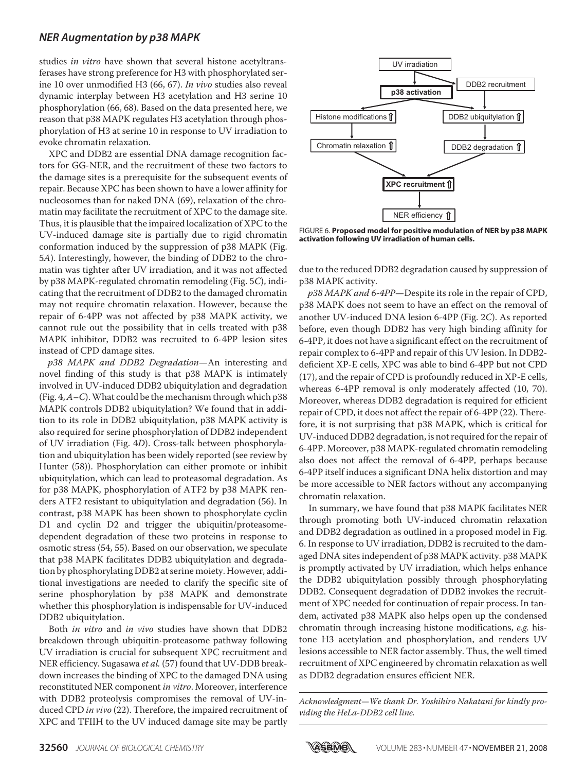studies *in vitro* have shown that several histone acetyltransferases have strong preference for H3 with phosphorylated serine 10 over unmodified H3 (66, 67). *In vivo* studies also reveal dynamic interplay between H3 acetylation and H3 serine 10 phosphorylation (66, 68). Based on the data presented here, we reason that p38 MAPK regulates H3 acetylation through phosphorylation of H3 at serine 10 in response to UV irradiation to evoke chromatin relaxation.

XPC and DDB2 are essential DNA damage recognition factors for GG-NER, and the recruitment of these two factors to the damage sites is a prerequisite for the subsequent events of repair. Because XPC has been shown to have a lower affinity for nucleosomes than for naked DNA (69), relaxation of the chromatin may facilitate the recruitment of XPC to the damage site. Thus, it is plausible that the impaired localization of XPC to the UV-induced damage site is partially due to rigid chromatin conformation induced by the suppression of p38 MAPK (Fig. 5*A*). Interestingly, however, the binding of DDB2 to the chromatin was tighter after UV irradiation, and it was not affected by p38 MAPK-regulated chromatin remodeling (Fig. 5*C*), indicating that the recruitment of DDB2 to the damaged chromatin may not require chromatin relaxation. However, because the repair of 6-4PP was not affected by p38 MAPK activity, we cannot rule out the possibility that in cells treated with p38 MAPK inhibitor, DDB2 was recruited to 6-4PP lesion sites instead of CPD damage sites.

*p38 MAPK and DDB2 Degradation*—An interesting and novel finding of this study is that p38 MAPK is intimately involved in UV-induced DDB2 ubiquitylation and degradation (Fig. 4, *A–C*). What could be the mechanism through which p38 MAPK controls DDB2 ubiquitylation? We found that in addition to its role in DDB2 ubiquitylation, p38 MAPK activity is also required for serine phosphorylation of DDB2 independent of UV irradiation (Fig. 4*D*). Cross-talk between phosphorylation and ubiquitylation has been widely reported (see review by Hunter (58)). Phosphorylation can either promote or inhibit ubiquitylation, which can lead to proteasomal degradation. As for p38 MAPK, phosphorylation of ATF2 by p38 MAPK renders ATF2 resistant to ubiquitylation and degradation (56). In contrast, p38 MAPK has been shown to phosphorylate cyclin D1 and cyclin D2 and trigger the ubiquitin/proteasome-dependent degradation of these two proteins in response to osmotic stress (54, 55). Based on our observation, we speculate that p38 MAPK facilitates DDB2 ubiquitylation and degradation by phosphorylating DDB2 at serine moiety. However, additional investigations are needed to clarify the specific site of serine phosphorylation by p38 MAPK and demonstrate whether this phosphorylation is indispensable for UV-induced DDB2 ubiquitylation.

Both *in vitro* and *in vivo* studies have shown that DDB2 breakdown through ubiquitin-proteasome pathway following UV irradiation is crucial for subsequent XPC recruitment and NER efficiency. Sugasawa *et al.* (57) found that UV-DDB breakdown increases the binding of XPC to the damaged DNA using reconstituted NER component *in vitro*. Moreover, interference with DDB2 proteolysis compromises the removal of UV-induced CPD *in vivo* (22). Therefore, the impaired recruitment of XPC and TFIIH to the UV induced damage site may be partly due to the reduced DDB2 degradation caused by suppression of p38 MAPK activity.

**FIGURE 6. Proposed model for positive modulation of NER by p38 MAPK activation following UV irradiation of human cells.**

*p38 MAPK and 6-4PP*—Despite its role in the repair of CPD, p38 MAPK does not seem to have an effect on the removal of another UV-induced DNA lesion 6-4PP (Fig. 2*C*). As reported before, even though DDB2 has very high binding affinity for 6-4PP, it does not have a significant effect on the recruitment of repair complex to 6-4PP and repair of this UV lesion. In DDB2-deficient XP-E cells, XPC was able to bind 6-4PP but not CPD (17), and the repair of CPD is profoundly reduced in XP-E cells, whereas 6-4PP removal is only moderately affected (10, 70). Moreover, whereas DDB2 degradation is required for efficient repair of CPD, it does not affect the repair of 6-4PP (22). Therefore, it is not surprising that p38 MAPK, which is critical for UV-induced DDB2 degradation, is not required for the repair of 6-4PP. Moreover, p38 MAPK-regulated chromatin remodeling also does not affect the removal of 6-4PP, perhaps because 6-4PP itself induces a significant DNA helix distortion and may be more accessible to NER factors without any accompanying chromatin relaxation.

In summary, we have found that p38 MAPK facilitates NER through promoting both UV-induced chromatin relaxation and DDB2 degradation as outlined in a proposed model in Fig. 6. In response to UV irradiation, DDB2 is recruited to the damaged DNA sites independent of p38 MAPK activity. p38 MAPK is promptly activated by UV irradiation, which helps enhance the DDB2 ubiquitylation possibly through phosphorylating DDB2. Consequent degradation of DDB2 invokes the recruitment of XPC needed for continuation of repair process. In tandem, activated p38 MAPK also helps open up the condensed chromatin through increasing histone modifications, *e.g.* histone H3 acetylation and phosphorylation, and renders UV lesions accessible to NER factor assembly. Thus, the well timed recruitment of XPC engineered by chromatin relaxation as well as DDB2 degradation ensures efficient NER.

*Acknowledgment—We thank Dr. Yoshihiro Nakatani for kindly providing the HeLa-DDB2 cell line.*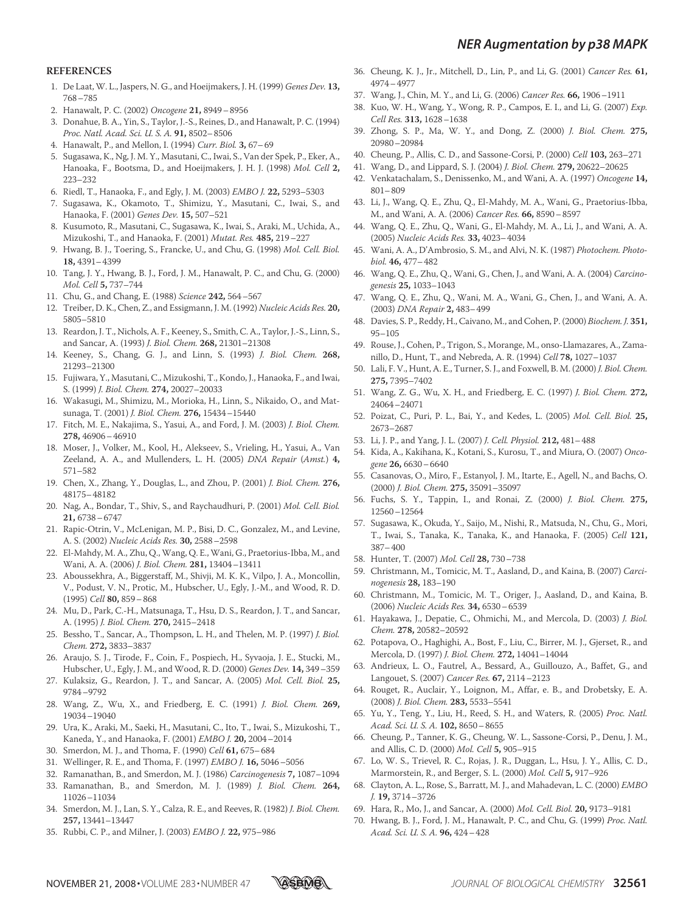## REFERENCES

1. De Laat, W. L., Jaspers, N. G., and Hoeijmakers, J. H. (1999) *Genes Dev.* **13,** 768–785
2. Hanawalt, P. C. (2002) *Oncogene* **21,** 8949–8956
3. Donahue, B. A., Yin, S., Taylor, J.-S., Reines, D., and Hanawalt, P. C. (1994) *Proc. Natl. Acad. Sci. U. S. A.* **91,** 8502–8506
4. Hanawalt, P., and Mellon, I. (1994) *Curr. Biol.* **3,** 67–69
5. Sugasawa, K., Ng, J. M. Y., Masutani, C., Iwai, S., Van der Spek, P., Eker, A., Hanoaka, F., Bootsma, D., and Hoeijmakers, J. H. J. (1998) *Mol. Cell* **2,** 223–232
6. Riedl, T., Hanaoka, F., and Egly, J. M. (2003) *EMBO J.* **22,** 5293–5303
7. Sugasawa, K., Okamoto, T., Shimizu, Y., Masutani, C., Iwai, S., and Hanaoka, F. (2001) *Genes Dev.* **15,** 507–521
8. Kusumoto, R., Masutani, C., Sugasawa, K., Iwai, S., Araki, M., Uchida, A., Mizukoshi, T., and Hanaoka, F. (2001) *Mutat. Res.* **485,** 219–227
9. Hwang, B. J., Toering, S., Francke, U., and Chu, G. (1998) *Mol. Cell. Biol.* **18,** 4391–4399
10. Tang, J. Y., Hwang, B. J., Ford, J. M., Hanawalt, P. C., and Chu, G. (2000) *Mol. Cell* **5,** 737–744
11. Chu, G., and Chang, E. (1988) *Science* **242,** 564–567
12. Treiber, D. K., Chen, Z., and Essigmann, J. M. (1992) *Nucleic Acids Res.* **20,** 5805–5810
13. Reardon, J. T., Nichols, A. F., Keeney, S., Smith, C. A., Taylor, J.-S., Linn, S., and Sancar, A. (1993) *J. Biol. Chem.* **268,** 21301–21308
14. Keeney, S., Chang, G. J., and Linn, S. (1993) *J. Biol. Chem.* **268,** 21293–21300
15. Fujiwara, Y., Masutani, C., Mizukoshi, T., Kondo, J., Hanaoka, F., and Iwai, S. (1999) *J. Biol. Chem.* **274,** 20027–20033
16. Wakasugi, M., Shimizu, M., Morioka, H., Linn, S., Nikaido, O., and Matsunaga, T. (2001) *J. Biol. Chem.* **276,** 15434–15440
17. Fitch, M. E., Nakajima, S., Yasui, A., and Ford, J. M. (2003) *J. Biol. Chem.* **278,** 46906–46910
18. Moser, J., Volker, M., Kool, H., Alekseev, S., Vrieling, H., Yasui, A., Van Zeeland, A. A., and Mullenders, L. H. (2005) *DNA Repair (Amst.)* **4,** 571–582
19. Chen, X., Zhang, Y., Douglas, L., and Zhou, P. (2001) *J. Biol. Chem.* **276,** 48175–48182
20. Nag, A., Bondar, T., Shiv, S., and Raychaudhuri, P. (2001) *Mol. Cell. Biol.* **21,** 6738–6747
21. Rapic-Otrin, V., McLenigan, M. P., Bisi, D. C., Gonzalez, M., and Levine, A. S. (2002) *Nucleic Acids Res.* **30,** 2588–2598
22. El-Mahdy, M. A., Zhu, Q., Wang, Q. E., Wani, G., Praetorius-Ibba, M., and Wani, A. A. (2006) *J. Biol. Chem.* **281,** 13404–13411
23. Aboussekhra, A., Biggerstaff, M., Shivji, M. K. K., Vilpo, J. A., Moncollin, V., Podust, V. N., Protic, M., Hubscher, U., Egly, J.-M., and Wood, R. D. (1995) *Cell* **80,** 859–868
24. Mu, D., Park, C.-H., Matsunaga, T., Hsu, D. S., Reardon, J. T., and Sancar, A. (1995) *J. Biol. Chem.* **270,** 2415–2418
25. Bessho, T., Sancar, A., Thompson, L. H., and Thelen, M. P. (1997) *J. Biol. Chem.* **272,** 3833–3837
26. Araujo, S. J., Tirode, F., Coin, F., Pospiech, H., Syvaoja, J. E., Stucki, M., Hubscher, U., Egly, J. M., and Wood, R. D. (2000) *Genes Dev.* **14,** 349–359
27. Kulaksiz, G., Reardon, J. T., and Sancar, A. (2005) *Mol. Cell. Biol.* **25,** 9784–9792
28. Wang, Z., Wu, X., and Friedberg, E. C. (1991) *J. Biol. Chem.* **269,** 19034–19040
29. Ura, K., Araki, M., Saeki, H., Masutani, C., Ito, T., Iwai, S., Mizukoshi, T., Kaneda, Y., and Hanaoka, F. (2001) *EMBO J.* **20,** 2004–2014
30. Smerdon, M. J., and Thoma, F. (1990) *Cell* **61,** 675–684
31. Wellinger, R. E., and Thoma, F. (1997) *EMBO J.* **16,** 5046–5056
32. Ramanathan, B., and Smerdon, M. J. (1986) *Carcinogenesis* **7,** 1087–1094
33. Ramanathan, B., and Smerdon, M. J. (1989) *J. Biol. Chem.* **264,** 11026–11034
34. Smerdon, M. J., Lan, S. Y., Calza, R. E., and Reeves, R. (1982) *J. Biol. Chem.* **257,** 13441–13447
35. Rubbi, C. P., and Milner, J. (2003) *EMBO J.* **22,** 975–986
36. Cheung, K. J., Jr., Mitchell, D., Lin, P., and Li, G. (2001) *Cancer Res.* **61,** 4974–4977
37. Wang, J., Chin, M. Y., and Li, G. (2006) *Cancer Res.* **66,** 1906–1911
38. Kuo, W. H., Wang, Y., Wong, R. P., Campos, E. I., and Li, G. (2007) *Exp. Cell Res.* **313,** 1628–1638
39. Zhong, S. P., Ma, W. Y., and Dong, Z. (2000) *J. Biol. Chem.* **275,** 20980–20984
40. Cheung, P., Allis, C. D., and Sassone-Corsi, P. (2000) *Cell* **103,** 263–271
41. Wang, D., and Lippard, S. J. (2004) *J. Biol. Chem.* **279,** 20622–20625
42. Venkatachalam, S., Denissenko, M., and Wani, A. A. (1997) *Oncogene* **14,** 801–809
43. Li, J., Wang, Q. E., Zhu, Q., El-Mahdy, M. A., Wani, G., Praetorius-Ibba, M., and Wani, A. A. (2006) *Cancer Res.* **66,** 8590–8597
44. Wang, Q. E., Zhu, Q., Wani, G., El-Mahdy, M. A., Li, J., and Wani, A. A. (2005) *Nucleic Acids Res.* **33,** 4023–4034
45. Wani, A. A., D'Ambrosio, S. M., and Alvi, N. K. (1987) *Photochem. Photobiol.* **46,** 477–482
46. Wang, Q. E., Zhu, Q., Wani, G., Chen, J., and Wani, A. A. (2004) *Carcinogenesis* **25,** 1033–1043
47. Wang, Q. E., Zhu, Q., Wani, M. A., Wani, G., Chen, J., and Wani, A. A. (2003) *DNA Repair* **2,** 483–499
48. Davies, S. P., Reddy, H., Caivano, M., and Cohen, P. (2000) *Biochem. J.* **351,** 95–105
49. Rouse, J., Cohen, P., Trigon, S., Morange, M., onso-Llamazares, A., Zamanillo, D., Hunt, T., and Nebreda, A. R. (1994) *Cell* **78,** 1027–1037
50. Lali, F. V., Hunt, A. E., Turner, S. J., and Foxwell, B. M. (2000) *J. Biol. Chem.* **275,** 7395–7402
51. Wang, Z. G., Wu, X. H., and Friedberg, E. C. (1997) *J. Biol. Chem.* **272,** 24064–24071
52. Poizat, C., Puri, P. L., Bai, Y., and Kedes, L. (2005) *Mol. Cell. Biol.* **25,** 2673–2687
53. Li, J. P., and Yang, J. L. (2007) *J. Cell. Physiol.* **212,** 481–488
54. Kida, A., Kakihana, K., Kotani, S., Kurosu, T., and Miura, O. (2007) *Oncogene* **26,** 6630–6640
55. Casanovas, O., Miro, F., Estanyol, J. M., Itarte, E., Agell, N., and Bachs, O. (2000) *J. Biol. Chem.* **275,** 35091–35097
56. Fuchs, S. Y., Tappin, I., and Ronai, Z. (2000) *J. Biol. Chem.* **275,** 12560–12564
57. Sugasawa, K., Okuda, Y., Saijo, M., Nishi, R., Matsuda, N., Chu, G., Mori, T., Iwai, S., Tanaka, K., Tanaka, K., and Hanaoka, F. (2005) *Cell* **121,** 387–400
58. Hunter, T. (2007) *Mol. Cell* **28,** 730–738
59. Christmann, M., Tomicic, M. T., Aasland, D., and Kaina, B. (2007) *Carcinogenesis* **28,** 183–190
60. Christmann, M., Tomicic, M. T., Origer, J., Aasland, D., and Kaina, B. (2006) *Nucleic Acids Res.* **34,** 6530–6539
61. Hayakawa, J., Depatie, C., Ohmichi, M., and Mercola, D. (2003) *J. Biol. Chem.* **278,** 20582–20592
62. Potapova, O., Haghighi, A., Bost, F., Liu, C., Birrer, M. J., Gjerset, R., and Mercola, D. (1997) *J. Biol. Chem.* **272,** 14041–14044
63. Andrieux, L. O., Fautrel, A., Bessard, A., Guillouzo, A., Baffet, G., and Langouet, S. (2007) *Cancer Res.* **67,** 2114–2123
64. Rouget, R., Auclair, Y., Loignon, M., Affar, e. B., and Drobetsky, E. A. (2008) *J. Biol. Chem.* **283,** 5533–5541
65. Yu, Y., Teng, Y., Liu, H., Reed, S. H., and Waters, R. (2005) *Proc. Natl. Acad. Sci. U. S. A.* **102,** 8650–8655
66. Cheung, P., Tanner, K. G., Cheung, W. L., Sassone-Corsi, P., Denu, J. M., and Allis, C. D. (2000) *Mol. Cell* **5,** 905–915
67. Lo, W. S., Trievel, R. C., Rojas, J. R., Duggan, L., Hsu, J. Y., Allis, C. D., Marmorstein, R., and Berger, S. L. (2000) *Mol. Cell* **5,** 917–926
68. Clayton, A. L., Rose, S., Barratt, M. J., and Mahadevan, L. C. (2000) *EMBO J.* **19,** 3714–3726
69. Hara, R., Mo, J., and Sancar, A. (2000) *Mol. Cell. Biol.* **20,** 9173–9181
70. Hwang, B. J., Ford, J. M., Hanawalt, P. C., and Chu, G. (1999) *Proc. Natl. Acad. Sci. U. S. A.* **96,** 424–428